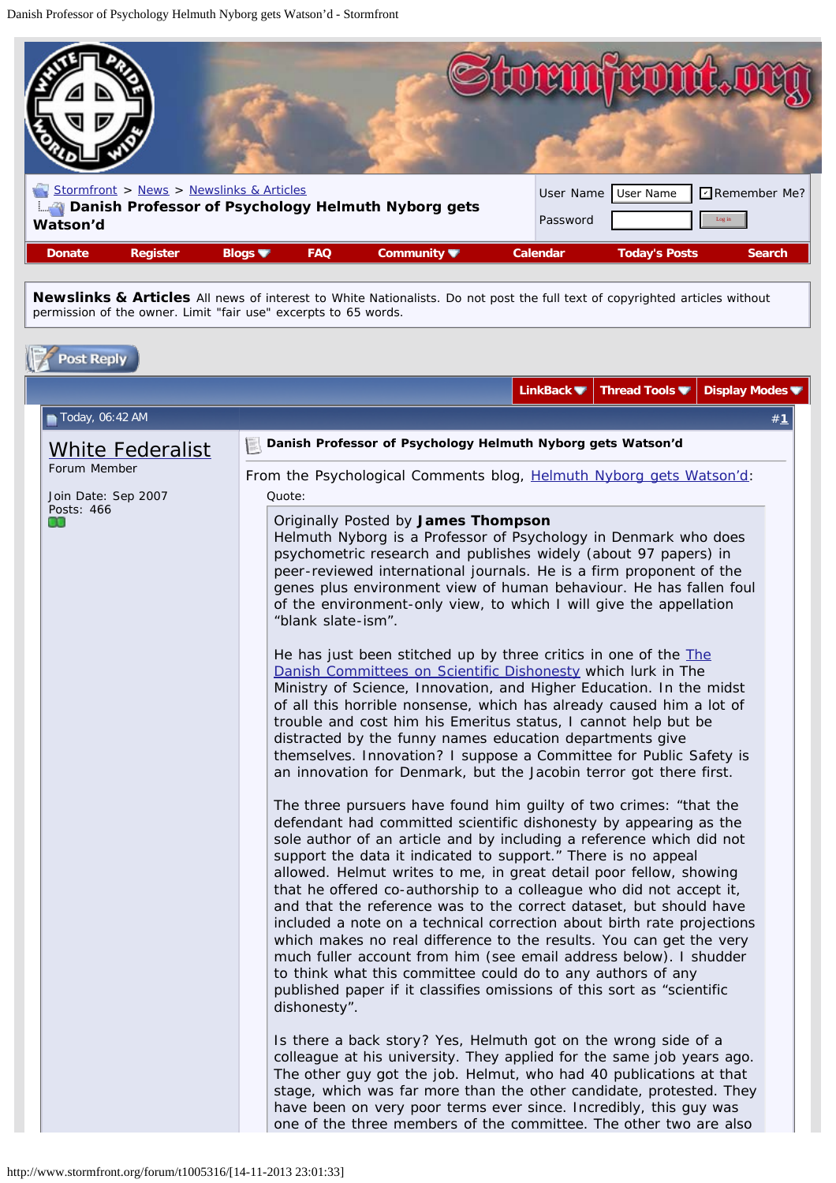[Stormfront](http://www.stormfront.org/forum/) > News > Newslinks & Articles

**Danish Professor of Psychology Helmuth Nyborg gets Watson'd**

User Name | Remember Me?
Password | Log in

Donate | Register | Blogs | FAQ | Community | Calendar | Today's Posts | Search

**Newslinks & Articles** All news of interest to White Nationalists. Do not post the full text of copyrighted articles without permission of the owner. Limit "fair use" excerpts to 65 words.

Post Reply

LinkBack | Thread Tools | Display Modes

Today, 06:42 AM | #1

**White Federalist**
Forum Member

Join Date: Sep 2007
Posts: 466

**Danish Professor of Psychology Helmuth Nyborg gets Watson'd**

From the Psychological Comments blog, Helmuth Nyborg gets Watson'd:

Quote:

> Originally Posted by **James Thompson**
> Helmuth Nyborg is a Professor of Psychology in Denmark who does psychometric research and publishes widely (about 97 papers) in peer-reviewed international journals. He is a firm proponent of the genes plus environment view of human behaviour. He has fallen foul of the environment-only view, to which I will give the appellation "blank slate-ism".
>
> He has just been stitched up by three critics in one of the The Danish Committees on Scientific Dishonesty which lurk in The Ministry of Science, Innovation, and Higher Education. In the midst of all this horrible nonsense, which has already caused him a lot of trouble and cost him his Emeritus status, I cannot help but be distracted by the funny names education departments give themselves. Innovation? I suppose a Committee for Public Safety is an innovation for Denmark, but the Jacobin terror got there first.
>
> The three pursuers have found him guilty of two crimes: "that the defendant had committed scientific dishonesty by appearing as the sole author of an article and by including a reference which did not support the data it indicated to support." There is no appeal allowed. Helmut writes to me, in great detail poor fellow, showing that he offered co-authorship to a colleague who did not accept it, and that the reference was to the correct dataset, but should have included a note on a technical correction about birth rate projections which makes no real difference to the results. You can get the very much fuller account from him (see email address below). I shudder to think what this committee could do to any authors of any published paper if it classifies omissions of this sort as "scientific dishonesty".
>
> Is there a back story? Yes, Helmuth got on the wrong side of a colleague at his university. They applied for the same job years ago. The other guy got the job. Helmut, who had 40 publications at that stage, which was far more than the other candidate, protested. They have been on very poor terms ever since. Incredibly, this guy was one of the three members of the committee. The other two are also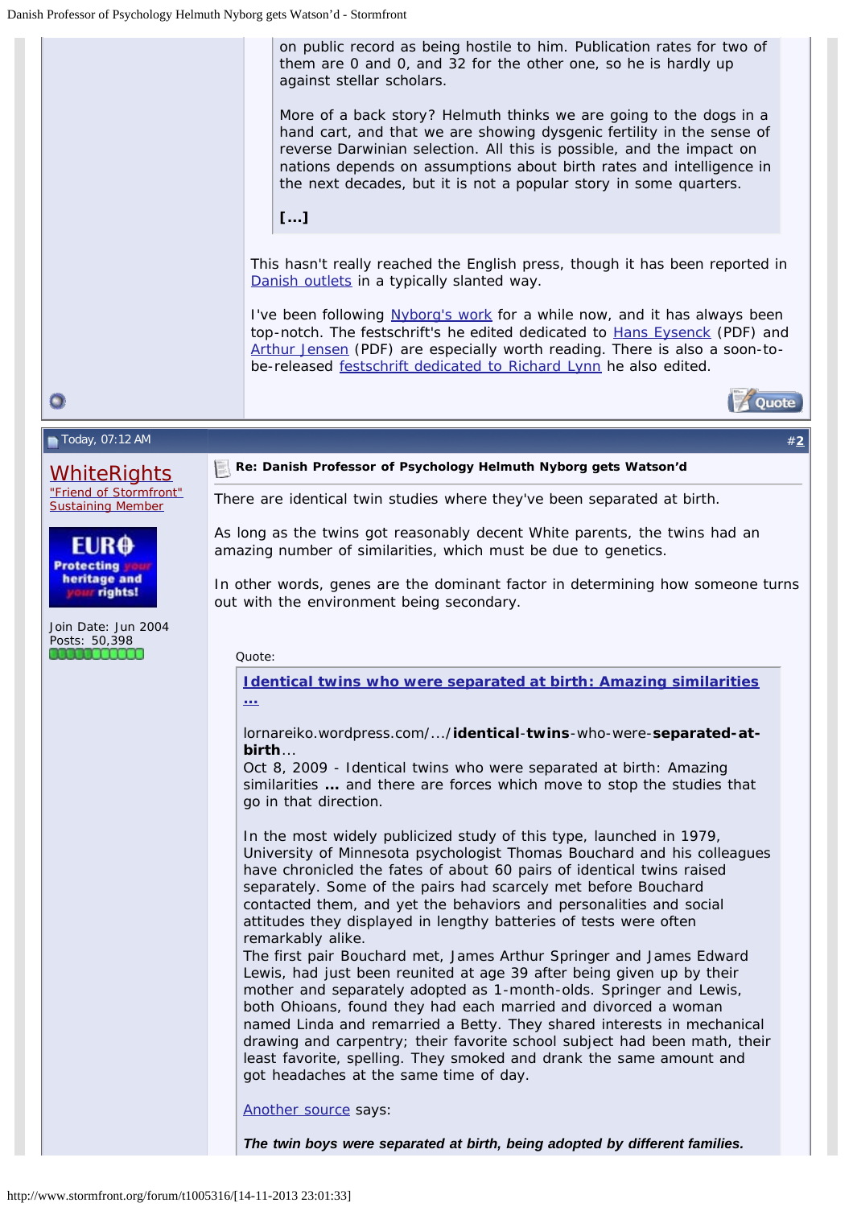> on public record as being hostile to him. Publication rates for two of them are 0 and 0, and 32 for the other one, so he is hardly up against stellar scholars.
>
> More of a back story? Helmuth thinks we are going to the dogs in a hand cart, and that we are showing dysgenic fertility in the sense of reverse Darwinian selection. All this is possible, and the impact on nations depends on assumptions about birth rates and intelligence in the next decades, but it is not a popular story in some quarters.
>
> **[...]**

This hasn't really reached the English press, though it has been reported in Danish outlets in a typically slanted way.

I've been following Nyborg's work for a while now, and it has always been top-notch. The festschrift's he edited dedicated to Hans Eysenck (PDF) and Arthur Jensen (PDF) are especially worth reading. There is also a soon-to-be-released festschrift dedicated to Richard Lynn he also edited.

Quote

---

Today, 07:12 AM #2

**WhiteRights**
"Friend of Stormfront"
Sustaining Member

EURO Protecting your heritage and your rights!

Join Date: Jun 2004
Posts: 50,398

**Re: Danish Professor of Psychology Helmuth Nyborg gets Watson'd**

There are identical twin studies where they've been separated at birth.

As long as the twins got reasonably decent White parents, the twins had an amazing number of similarities, which must be due to genetics.

In other words, genes are the dominant factor in determining how someone turns out with the environment being secondary.

Quote:

> **Identical twins who were separated at birth: Amazing similarities ...**
>
> lornareiko.wordpress.com/.../**identical-twins**-who-were-**separated-at-birth**...
> Oct 8, 2009 - Identical twins who were separated at birth: Amazing similarities **...** and there are forces which move to stop the studies that go in that direction.
>
> In the most widely publicized study of this type, launched in 1979, University of Minnesota psychologist Thomas Bouchard and his colleagues have chronicled the fates of about 60 pairs of identical twins raised separately. Some of the pairs had scarcely met before Bouchard contacted them, and yet the behaviors and personalities and social attitudes they displayed in lengthy batteries of tests were often remarkably alike.
> The first pair Bouchard met, James Arthur Springer and James Edward Lewis, had just been reunited at age 39 after being given up by their mother and separately adopted as 1-month-olds. Springer and Lewis, both Ohioans, found they had each married and divorced a woman named Linda and remarried a Betty. They shared interests in mechanical drawing and carpentry; their favorite school subject had been math, their least favorite, spelling. They smoked and drank the same amount and got headaches at the same time of day.
>
> Another source says:
>
> ***The twin boys were separated at birth, being adopted by different families.***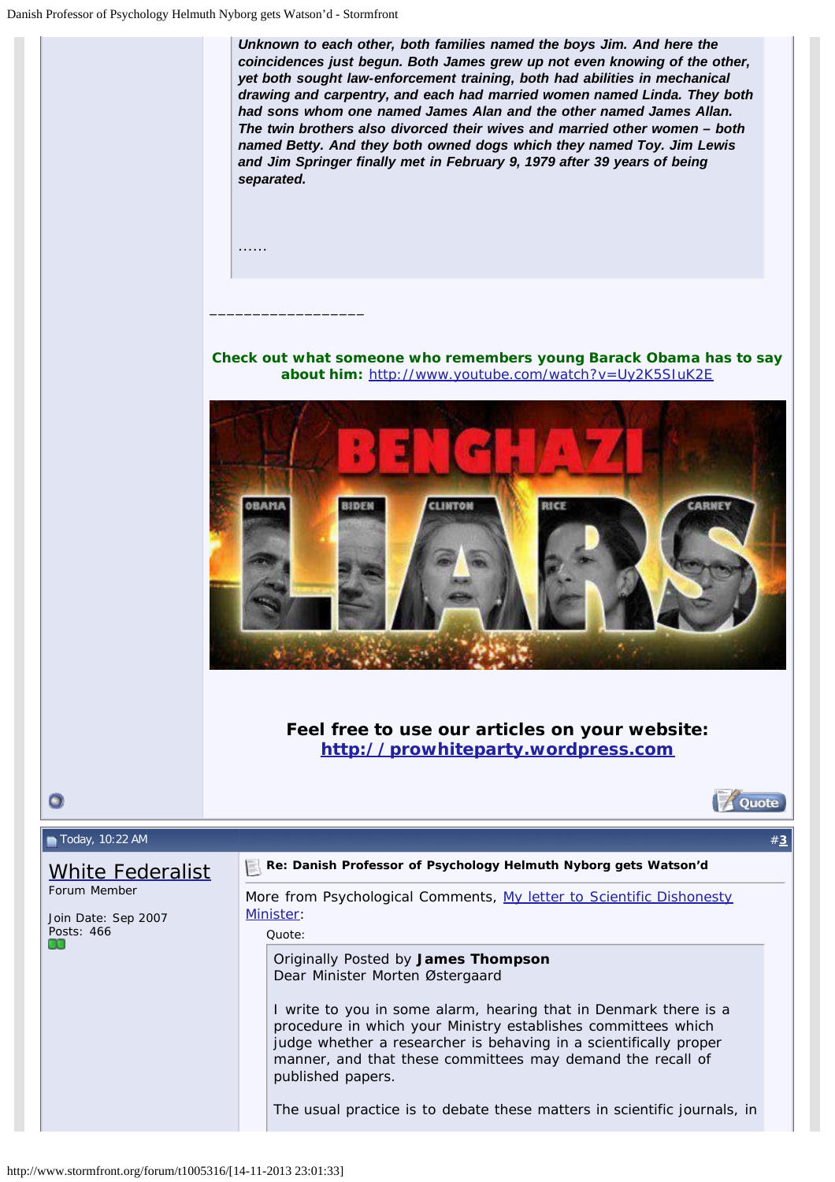***Unknown to each other, both families named the boys Jim. And here the coincidences just begun. Both James grew up not even knowing of the other, yet both sought law-enforcement training, both had abilities in mechanical drawing and carpentry, and each had married women named Linda. They both had sons whom one named James Alan and the other named James Allan. The twin brothers also divorced their wives and married other women – both named Betty. And they both owned dogs which they named Toy. Jim Lewis and Jim Springer finally met in February 9, 1979 after 39 years of being separated.***

......

__________________

**Check out what someone who remembers young Barack Obama has to say about him:** http://www.youtube.com/watch?v=Uy2K5SIuK2E

BENGHAZI LIARS

OBAMA BIDEN CLINTON RICE CARNEY

**Feel free to use our articles on your website: http://prowhiteparty.wordpress.com**

Quote

Today, 10:22 AM #3

**White Federalist**
Forum Member

Join Date: Sep 2007
Posts: 466

**Re: Danish Professor of Psychology Helmuth Nyborg gets Watson'd**

More from Psychological Comments, My letter to Scientific Dishonesty Minister:

Quote:

> Originally Posted by **James Thompson**
> Dear Minister Morten Østergaard
>
> I write to you in some alarm, hearing that in Denmark there is a procedure in which your Ministry establishes committees which judge whether a researcher is behaving in a scientifically proper manner, and that these committees may demand the recall of published papers.
>
> The usual practice is to debate these matters in scientific journals, in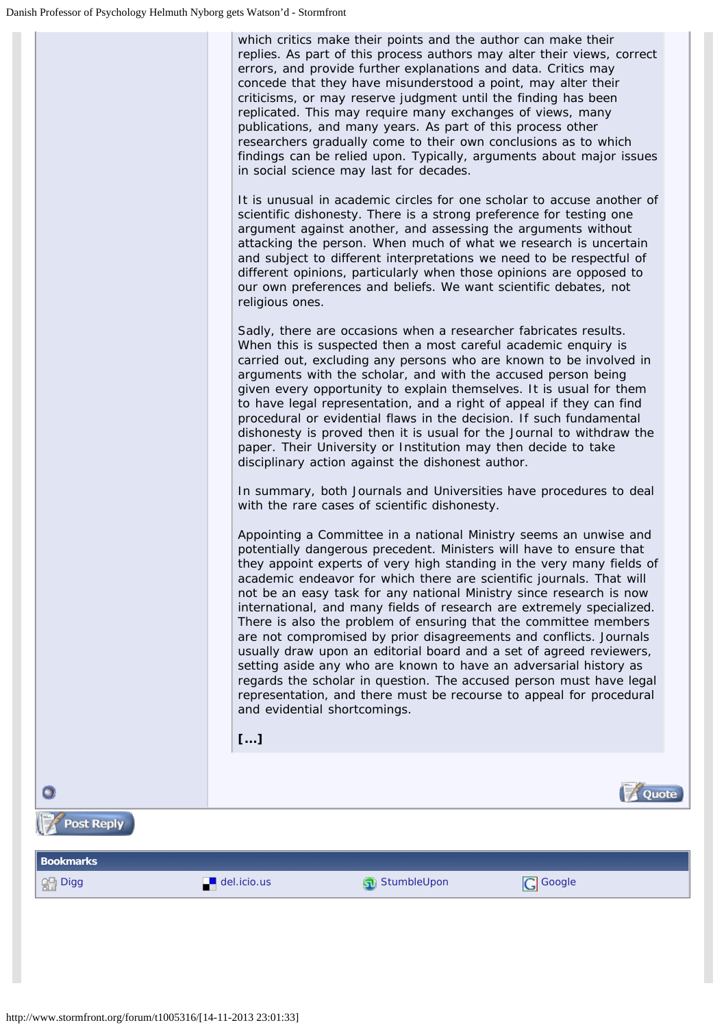which critics make their points and the author can make their replies. As part of this process authors may alter their views, correct errors, and provide further explanations and data. Critics may concede that they have misunderstood a point, may alter their criticisms, or may reserve judgment until the finding has been replicated. This may require many exchanges of views, many publications, and many years. As part of this process other researchers gradually come to their own conclusions as to which findings can be relied upon. Typically, arguments about major issues in social science may last for decades.

It is unusual in academic circles for one scholar to accuse another of scientific dishonesty. There is a strong preference for testing one argument against another, and assessing the arguments without attacking the person. When much of what we research is uncertain and subject to different interpretations we need to be respectful of different opinions, particularly when those opinions are opposed to our own preferences and beliefs. We want scientific debates, not religious ones.

Sadly, there are occasions when a researcher fabricates results. When this is suspected then a most careful academic enquiry is carried out, excluding any persons who are known to be involved in arguments with the scholar, and with the accused person being given every opportunity to explain themselves. It is usual for them to have legal representation, and a right of appeal if they can find procedural or evidential flaws in the decision. If such fundamental dishonesty is proved then it is usual for the Journal to withdraw the paper. Their University or Institution may then decide to take disciplinary action against the dishonest author.

In summary, both Journals and Universities have procedures to deal with the rare cases of scientific dishonesty.

Appointing a Committee in a national Ministry seems an unwise and potentially dangerous precedent. Ministers will have to ensure that they appoint experts of very high standing in the very many fields of academic endeavor for which there are scientific journals. That will not be an easy task for any national Ministry since research is now international, and many fields of research are extremely specialized. There is also the problem of ensuring that the committee members are not compromised by prior disagreements and conflicts. Journals usually draw upon an editorial board and a set of agreed reviewers, setting aside any who are known to have an adversarial history as regards the scholar in question. The accused person must have legal representation, and there must be recourse to appeal for procedural and evidential shortcomings.

**[...]**

Quote

Post Reply

**Bookmarks**

Digg | del.icio.us | StumbleUpon | Google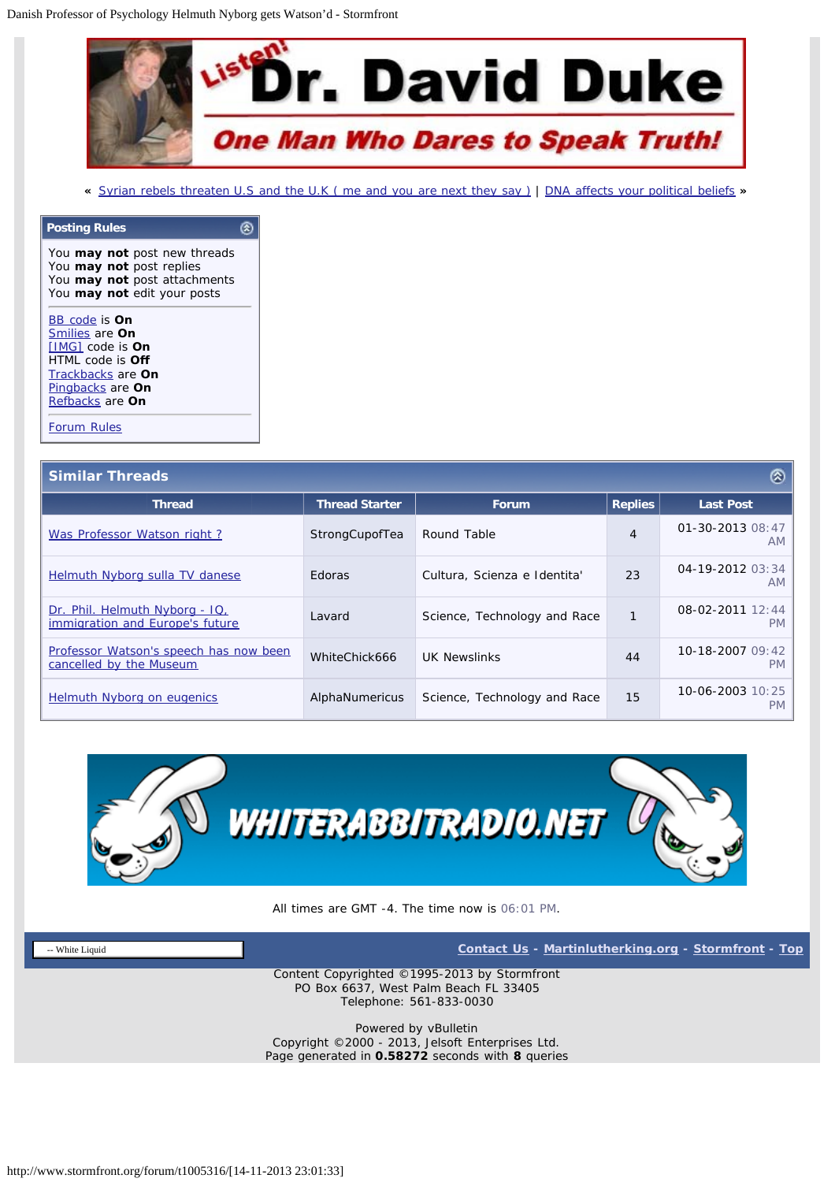Listen! Dr. David Duke

One Man Who Dares to Speak Truth!

« Syrian rebels threaten U.S and the U.K ( me and you are next they say ) | DNA affects your political beliefs »

**Posting Rules**

You **may not** post new threads
You **may not** post replies
You **may not** post attachments
You **may not** edit your posts

BB code is **On**
Smilies are **On**
[IMG] code is **On**
HTML code is **Off**
Trackbacks are **On**
Pingbacks are **On**
Refbacks are **On**

Forum Rules

## Similar Threads

| Thread | Thread Starter | Forum | Replies | Last Post |
|---|---|---|---|---|
| Was Professor Watson right ? | StrongCupofTea | Round Table | 4 | 01-30-2013 08:47 AM |
| Helmuth Nyborg sulla TV danese | Edoras | Cultura, Scienza e Identita' | 23 | 04-19-2012 03:34 AM |
| Dr. Phil. Helmuth Nyborg - IQ, immigration and Europe's future | Lavard | Science, Technology and Race | 1 | 08-02-2011 12:44 PM |
| Professor Watson's speech has now been cancelled by the Museum | WhiteChick666 | UK Newslinks | 44 | 10-18-2007 09:42 PM |
| Helmuth Nyborg on eugenics | AlphaNumericus | Science, Technology and Race | 15 | 10-06-2003 10:25 PM |

WHITERABBITRADIO.NET

All times are GMT -4. The time now is 06:01 PM.

-- White Liquid

Contact Us - Martinlutherking.org - Stormfront - Top

Content Copyrighted ©1995-2013 by Stormfront
PO Box 6637, West Palm Beach FL 33405
Telephone: 561-833-0030

Powered by vBulletin
Copyright ©2000 - 2013, Jelsoft Enterprises Ltd.
Page generated in **0.58272** seconds with **8** queries